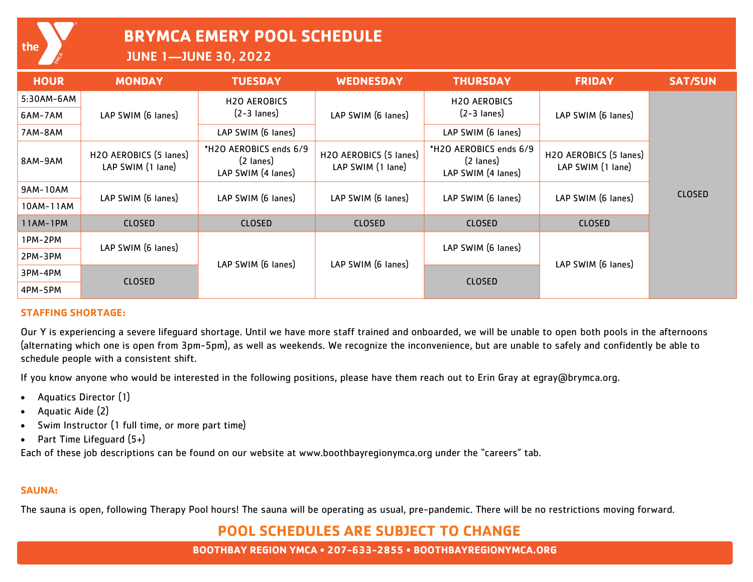# BRYMCA EMERY POOL SCHEDULE

## JUNE 1—JUNE 30, 2022

| HOUR | MONDAY | TUESDAY | WEDNESDAY | THURSDAY | FRIDAY | SAT/SUN |
|---|---|---|---|---|---|---|
| 5:30AM-6AM | LAP SWIM (6 lanes) | H2O AEROBICS (2-3 lanes) | LAP SWIM (6 lanes) | H2O AEROBICS (2-3 lanes) | LAP SWIM (6 lanes) | CLOSED |
| 6AM-7AM | LAP SWIM (6 lanes) | H2O AEROBICS (2-3 lanes) | LAP SWIM (6 lanes) | H2O AEROBICS (2-3 lanes) | LAP SWIM (6 lanes) | CLOSED |
| 7AM-8AM | LAP SWIM (6 lanes) | LAP SWIM (6 lanes) | LAP SWIM (6 lanes) | LAP SWIM (6 lanes) | LAP SWIM (6 lanes) | CLOSED |
| 8AM-9AM | H2O AEROBICS (5 lanes) LAP SWIM (1 lane) | *H2O AEROBICS ends 6/9 (2 lanes) LAP SWIM (4 lanes) | H2O AEROBICS (5 lanes) LAP SWIM (1 lane) | *H2O AEROBICS ends 6/9 (2 lanes) LAP SWIM (4 lanes) | H2O AEROBICS (5 lanes) LAP SWIM (1 lane) | CLOSED |
| 9AM-10AM | LAP SWIM (6 lanes) | LAP SWIM (6 lanes) | LAP SWIM (6 lanes) | LAP SWIM (6 lanes) | LAP SWIM (6 lanes) | CLOSED |
| 10AM-11AM | LAP SWIM (6 lanes) | LAP SWIM (6 lanes) | LAP SWIM (6 lanes) | LAP SWIM (6 lanes) | LAP SWIM (6 lanes) | CLOSED |
| 11AM-1PM | CLOSED | CLOSED | CLOSED | CLOSED | CLOSED | CLOSED |
| 1PM-2PM | LAP SWIM (6 lanes) | LAP SWIM (6 lanes) | LAP SWIM (6 lanes) | LAP SWIM (6 lanes) | LAP SWIM (6 lanes) | CLOSED |
| 2PM-3PM | LAP SWIM (6 lanes) | LAP SWIM (6 lanes) | LAP SWIM (6 lanes) | LAP SWIM (6 lanes) | LAP SWIM (6 lanes) | CLOSED |
| 3PM-4PM | CLOSED | LAP SWIM (6 lanes) | LAP SWIM (6 lanes) | CLOSED | LAP SWIM (6 lanes) | CLOSED |
| 4PM-5PM | CLOSED | LAP SWIM (6 lanes) | LAP SWIM (6 lanes) | CLOSED | LAP SWIM (6 lanes) | CLOSED |

### STAFFING SHORTAGE:

Our Y is experiencing a severe lifeguard shortage. Until we have more staff trained and onboarded, we will be unable to open both pools in the afternoons (alternating which one is open from 3pm-5pm), as well as weekends. We recognize the inconvenience, but are unable to safely and confidently be able to schedule people with a consistent shift.

If you know anyone who would be interested in the following positions, please have them reach out to Erin Gray at egray@brymca.org.

- Aquatics Director (1)
- Aquatic Aide (2)
- Swim Instructor (1 full time, or more part time)
- Part Time Lifeguard (5+)

Each of these job descriptions can be found on our website at www.boothbayregionymca.org under the "careers" tab.

### SAUNA:

The sauna is open, following Therapy Pool hours! The sauna will be operating as usual, pre-pandemic. There will be no restrictions moving forward.

## POOL SCHEDULES ARE SUBJECT TO CHANGE

**BOOTHBAY REGION YMCA • 207-633-2855 • BOOTHBAYREGIONYMCA.ORG**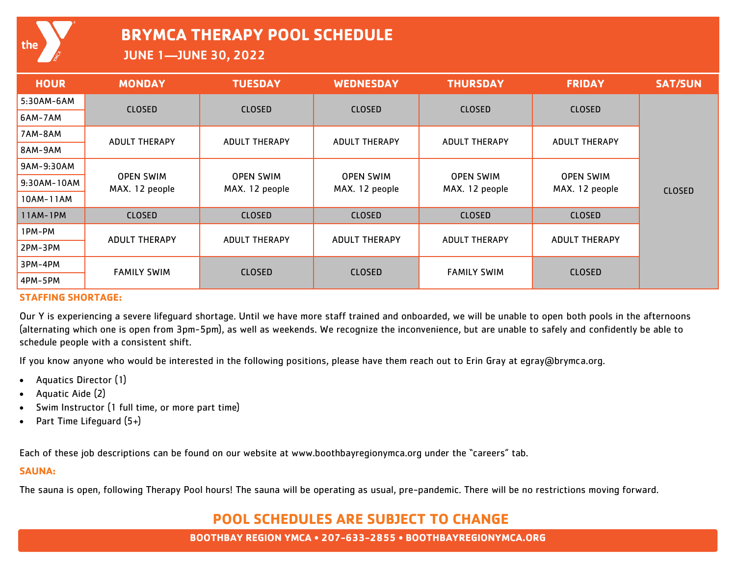# BRYMCA THERAPY POOL SCHEDULE

## JUNE 1—JUNE 30, 2022

| HOUR | MONDAY | TUESDAY | WEDNESDAY | THURSDAY | FRIDAY | SAT/SUN |
|---|---|---|---|---|---|---|
| 5:30AM-6AM | CLOSED | CLOSED | CLOSED | CLOSED | CLOSED | CLOSED |
| 6AM-7AM | | | | | | |
| 7AM-8AM | ADULT THERAPY | ADULT THERAPY | ADULT THERAPY | ADULT THERAPY | ADULT THERAPY | |
| 8AM-9AM | | | | | | |
| 9AM-9:30AM | OPEN SWIM MAX. 12 people | OPEN SWIM MAX. 12 people | OPEN SWIM MAX. 12 people | OPEN SWIM MAX. 12 people | OPEN SWIM MAX. 12 people | |
| 9:30AM-10AM | | | | | | |
| 10AM-11AM | | | | | | |
| 11AM-1PM | CLOSED | CLOSED | CLOSED | CLOSED | CLOSED | |
| 1PM-PM | ADULT THERAPY | ADULT THERAPY | ADULT THERAPY | ADULT THERAPY | ADULT THERAPY | |
| 2PM-3PM | | | | | | |
| 3PM-4PM | FAMILY SWIM | CLOSED | CLOSED | FAMILY SWIM | CLOSED | |
| 4PM-5PM | | | | | | |

**STAFFING SHORTAGE:**

Our Y is experiencing a severe lifeguard shortage. Until we have more staff trained and onboarded, we will be unable to open both pools in the afternoons (alternating which one is open from 3pm-5pm), as well as weekends. We recognize the inconvenience, but are unable to safely and confidently be able to schedule people with a consistent shift.

If you know anyone who would be interested in the following positions, please have them reach out to Erin Gray at egray@brymca.org.

- Aquatics Director (1)
- Aquatic Aide (2)
- Swim Instructor (1 full time, or more part time)
- Part Time Lifeguard (5+)

Each of these job descriptions can be found on our website at www.boothbayregionymca.org under the "careers" tab.

**SAUNA:**

The sauna is open, following Therapy Pool hours! The sauna will be operating as usual, pre-pandemic. There will be no restrictions moving forward.

## POOL SCHEDULES ARE SUBJECT TO CHANGE

**BOOTHBAY REGION YMCA • 207-633-2855 • BOOTHBAYREGIONYMCA.ORG**